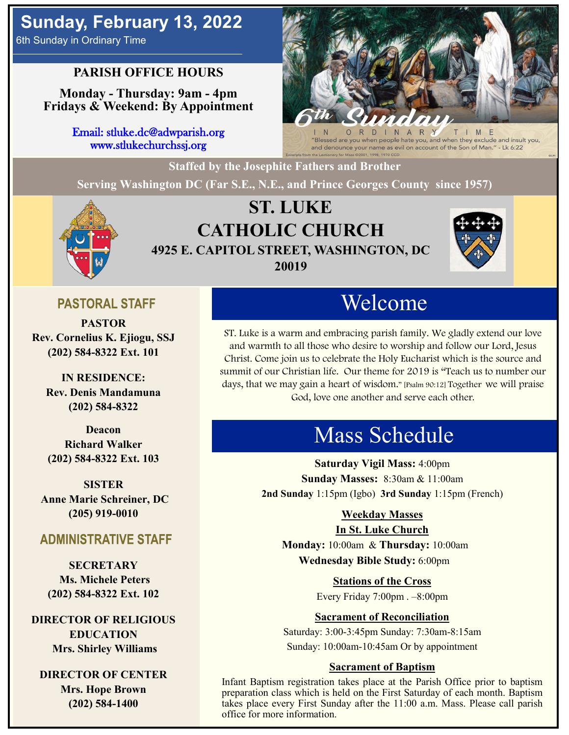# Sunday, February 13, 2022

6th Sunday in Ordinary Time

**PARISH OFFICE HOURS**

**Monday - Thursday: 9am - 4pm**
**Fridays & Weekend: By Appointment**

Email: stluke.dc@adwparish.org
www.stlukechurchssj.org

6th Sunday IN ORDINARY TIME

"Blessed are you when people hate you, and when they exclude and insult you, and denounce your name as evil on account of the Son of Man." - Lk 6:22

Excerpts from the Lectionary for Mass ©2001, 1998, 1970 CCD.

**Staffed by the Josephite Fathers and Brother**

**Serving Washington DC (Far S.E., N.E., and Prince Georges County since 1957)**

# ST. LUKE CATHOLIC CHURCH

**4925 E. CAPITOL STREET, WASHINGTON, DC 20019**

## PASTORAL STAFF

**PASTOR**
**Rev. Cornelius K. Ejiogu, SSJ**
**(202) 584-8322 Ext. 101**

**IN RESIDENCE:**
**Rev. Denis Mandamuna**
**(202) 584-8322**

**Deacon**
**Richard Walker**
**(202) 584-8322 Ext. 103**

**SISTER**
**Anne Marie Schreiner, DC**
**(205) 919-0010**

## ADMINISTRATIVE STAFF

**SECRETARY**
**Ms. Michele Peters**
**(202) 584-8322 Ext. 102**

**DIRECTOR OF RELIGIOUS EDUCATION**
**Mrs. Shirley Williams**

**DIRECTOR OF CENTER**
**Mrs. Hope Brown**
**(202) 584-1400**

## Welcome

ST. Luke is a warm and embracing parish family. We gladly extend our love and warmth to all those who desire to worship and follow our Lord, Jesus Christ. Come join us to celebrate the Holy Eucharist which is the source and summit of our Christian life. Our theme for 2019 is "Teach us to number our days, that we may gain a heart of wisdom." [Psalm 90:12] Together we will praise God, love one another and serve each other.

## Mass Schedule

**Saturday Vigil Mass:** 4:00pm
**Sunday Masses:** 8:30am & 11:00am
**2nd Sunday** 1:15pm (Igbo) **3rd Sunday** 1:15pm (French)

**Weekday Masses**
**In St. Luke Church**
**Monday:** 10:00am & **Thursday:** 10:00am
**Wednesday Bible Study:** 6:00pm

**Stations of the Cross**
Every Friday 7:00pm . –8:00pm

**Sacrament of Reconciliation**
Saturday: 3:00-3:45pm Sunday: 7:30am-8:15am
Sunday: 10:00am-10:45am Or by appointment

**Sacrament of Baptism**
Infant Baptism registration takes place at the Parish Office prior to baptism preparation class which is held on the First Saturday of each month. Baptism takes place every First Sunday after the 11:00 a.m. Mass. Please call parish office for more information.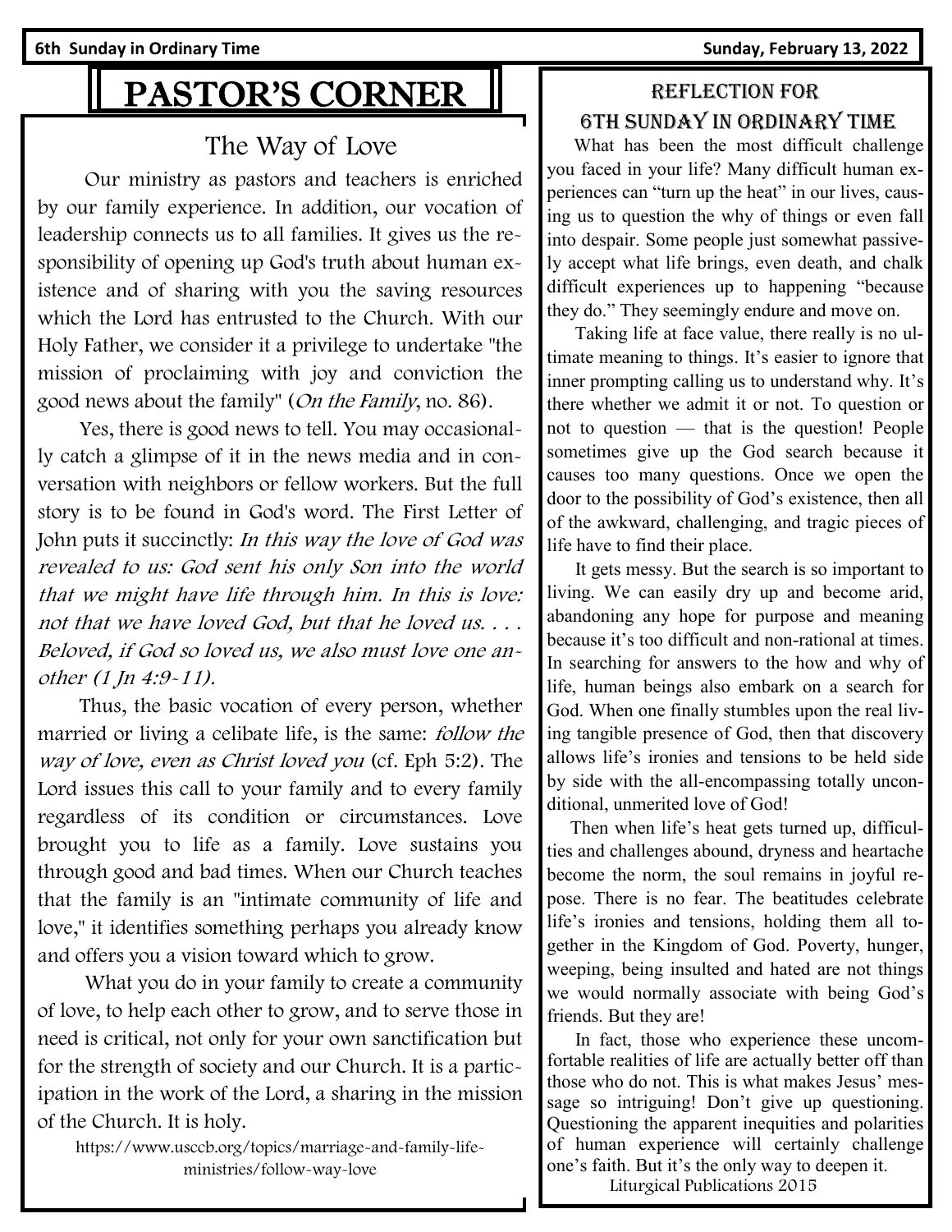# PASTOR'S CORNER

## The Way of Love

Our ministry as pastors and teachers is enriched by our family experience. In addition, our vocation of leadership connects us to all families. It gives us the responsibility of opening up God's truth about human existence and of sharing with you the saving resources which the Lord has entrusted to the Church. With our Holy Father, we consider it a privilege to undertake "the mission of proclaiming with joy and conviction the good news about the family" (*On the Family*, no. 86).

Yes, there is good news to tell. You may occasionally catch a glimpse of it in the news media and in conversation with neighbors or fellow workers. But the full story is to be found in God's word. The First Letter of John puts it succinctly: *In this way the love of God was revealed to us: God sent his only Son into the world that we might have life through him. In this is love: not that we have loved God, but that he loved us. . . . Beloved, if God so loved us, we also must love one another (1 Jn 4:9-11).*

Thus, the basic vocation of every person, whether married or living a celibate life, is the same: *follow the way of love, even as Christ loved you* (cf. Eph 5:2). The Lord issues this call to your family and to every family regardless of its condition or circumstances. Love brought you to life as a family. Love sustains you through good and bad times. When our Church teaches that the family is an "intimate community of life and love," it identifies something perhaps you already know and offers you a vision toward which to grow.

What you do in your family to create a community of love, to help each other to grow, and to serve those in need is critical, not only for your own sanctification but for the strength of society and our Church. It is a participation in the work of the Lord, a sharing in the mission of the Church. It is holy.

https://www.usccb.org/topics/marriage-and-family-life-ministries/follow-way-love

## Reflection for 6th Sunday in Ordinary Time

What has been the most difficult challenge you faced in your life? Many difficult human experiences can "turn up the heat" in our lives, causing us to question the why of things or even fall into despair. Some people just somewhat passively accept what life brings, even death, and chalk difficult experiences up to happening "because they do." They seemingly endure and move on.

Taking life at face value, there really is no ultimate meaning to things. It's easier to ignore that inner prompting calling us to understand why. It's there whether we admit it or not. To question or not to question — that is the question! People sometimes give up the God search because it causes too many questions. Once we open the door to the possibility of God's existence, then all of the awkward, challenging, and tragic pieces of life have to find their place.

It gets messy. But the search is so important to living. We can easily dry up and become arid, abandoning any hope for purpose and meaning because it's too difficult and non-rational at times. In searching for answers to the how and why of life, human beings also embark on a search for God. When one finally stumbles upon the real living tangible presence of God, then that discovery allows life's ironies and tensions to be held side by side with the all-encompassing totally unconditional, unmerited love of God!

Then when life's heat gets turned up, difficulties and challenges abound, dryness and heartache become the norm, the soul remains in joyful repose. There is no fear. The beatitudes celebrate life's ironies and tensions, holding them all together in the Kingdom of God. Poverty, hunger, weeping, being insulted and hated are not things we would normally associate with being God's friends. But they are!

In fact, those who experience these uncomfortable realities of life are actually better off than those who do not. This is what makes Jesus' message so intriguing! Don't give up questioning. Questioning the apparent inequities and polarities of human experience will certainly challenge one's faith. But it's the only way to deepen it.

Liturgical Publications 2015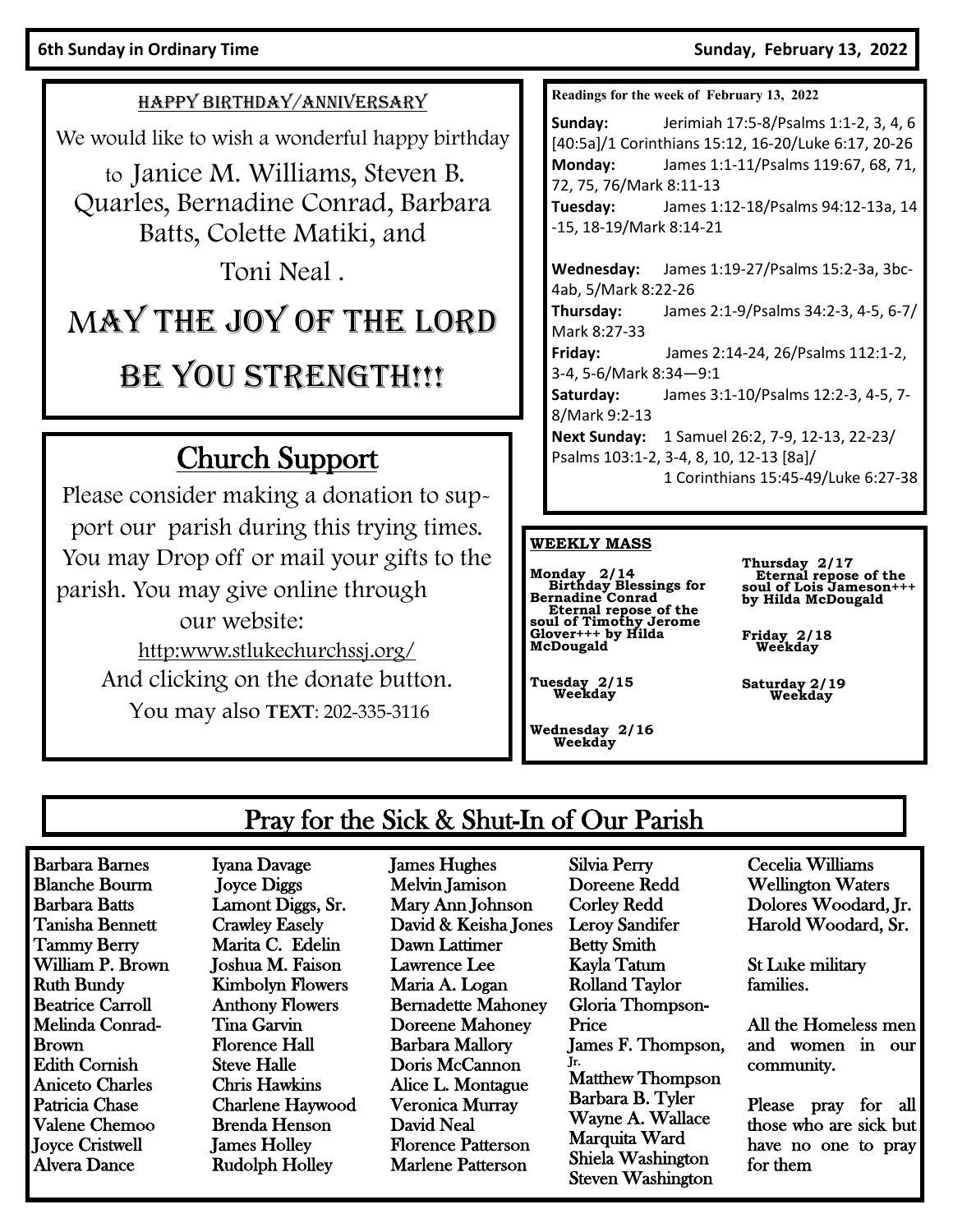# HAPPY BIRTHDAY/ANNIVERSARY

We would like to wish a wonderful happy birthday to Janice M. Williams, Steven B. Quarles, Bernadine Conrad, Barbara Batts, Colette Matiki, and Toni Neal .

## MAY THE JOY OF THE LORD BE YOU STRENGTH!!!

## Church Support

Please consider making a donation to support our parish during this trying times. You may Drop off or mail your gifts to the parish. You may give online through our website:

http:www.stlukechurchssj.org/

And clicking on the donate button.

You may also **TEXT**: 202-335-3116

**Readings for the week of February 13, 2022**

**Sunday:** Jerimiah 17:5-8/Psalms 1:1-2, 3, 4, 6 [40:5a]/1 Corinthians 15:12, 16-20/Luke 6:17, 20-26

**Monday:** James 1:1-11/Psalms 119:67, 68, 71, 72, 75, 76/Mark 8:11-13

**Tuesday:** James 1:12-18/Psalms 94:12-13a, 14-15, 18-19/Mark 8:14-21

**Wednesday:** James 1:19-27/Psalms 15:2-3a, 3bc-4ab, 5/Mark 8:22-26

**Thursday:** James 2:1-9/Psalms 34:2-3, 4-5, 6-7/ Mark 8:27-33

**Friday:** James 2:14-24, 26/Psalms 112:1-2, 3-4, 5-6/Mark 8:34—9:1

**Saturday:** James 3:1-10/Psalms 12:2-3, 4-5, 7-8/Mark 9:2-13

**Next Sunday:** 1 Samuel 26:2, 7-9, 12-13, 22-23/ Psalms 103:1-2, 3-4, 8, 10, 12-13 [8a]/ 1 Corinthians 15:45-49/Luke 6:27-38

**WEEKLY MASS**

**Monday 2/14**
Birthday Blessings for Bernadine Conrad
Eternal repose of the soul of Timothy Jerome Glover+++ by Hilda McDougald

**Tuesday 2/15**
Weekday

**Wednesday 2/16**
Weekday

**Thursday 2/17**
Eternal repose of the soul of Lois Jameson+++ by Hilda McDougald

**Friday 2/18**
Weekday

**Saturday 2/19**
Weekday

## Pray for the Sick & Shut-In of Our Parish

Barbara Barnes
Blanche Bourm
Barbara Batts
Tanisha Bennett
Tammy Berry
William P. Brown
Ruth Bundy
Beatrice Carroll
Melinda Conrad-Brown
Edith Cornish
Aniceto Charles
Patricia Chase
Valene Chemoo
Joyce Cristwell
Alvera Dance
Iyana Davage
Joyce Diggs
Lamont Diggs, Sr.
Crawley Easely
Marita C. Edelin
Joshua M. Faison
Kimbolyn Flowers
Anthony Flowers
Tina Garvin
Florence Hall
Steve Halle
Chris Hawkins
Charlene Haywood
Brenda Henson
James Holley
Rudolph Holley
James Hughes
Melvin Jamison
Mary Ann Johnson
David & Keisha Jones
Dawn Lattimer
Lawrence Lee
Maria A. Logan
Bernadette Mahoney
Doreene Mahoney
Barbara Mallory
Doris McCannon
Alice L. Montague
Veronica Murray
David Neal
Florence Patterson
Marlene Patterson
Silvia Perry
Doreene Redd
Corley Redd
Leroy Sandifer
Betty Smith
Kayla Tatum
Rolland Taylor
Gloria Thompson-Price
James F. Thompson, Jr.
Matthew Thompson
Barbara B. Tyler
Wayne A. Wallace
Marquita Ward
Shiela Washington
Steven Washington
Cecelia Williams
Wellington Waters
Dolores Woodard, Jr.
Harold Woodard, Sr.

St Luke military families.

All the Homeless men and women in our community.

Please pray for all those who are sick but have no one to pray for them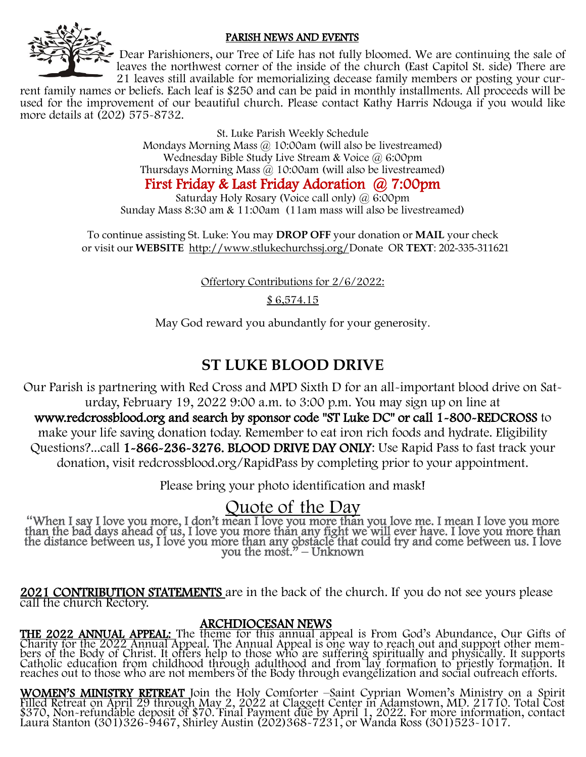## PARISH NEWS AND EVENTS

Dear Parishioners, our Tree of Life has not fully bloomed. We are continuing the sale of leaves the northwest corner of the inside of the church (East Capitol St. side) There are 21 leaves still available for memorializing decease family members or posting your current family names or beliefs. Each leaf is $250 and can be paid in monthly installments. All proceeds will be used for the improvement of our beautiful church. Please contact Kathy Harris Ndouga if you would like more details at (202) 575-8732.

St. Luke Parish Weekly Schedule
Mondays Morning Mass @ 10:00am (will also be livestreamed)
Wednesday Bible Study Live Stream & Voice @ 6:00pm
Thursdays Morning Mass @ 10:00am (will also be livestreamed)

**First Friday & Last Friday Adoration @ 7:00pm**

Saturday Holy Rosary (Voice call only) @ 6:00pm
Sunday Mass 8:30 am & 11:00am (11am mass will also be livestreamed)

To continue assisting St. Luke: You may **DROP OFF** your donation or **MAIL** your check or visit our **WEBSITE** http://www.stlukechurchssj.org/Donate OR **TEXT**: 202-335-311621

Offertory Contributions for 2/6/2022:

$ 6,574.15

May God reward you abundantly for your generosity.

## ST LUKE BLOOD DRIVE

Our Parish is partnering with Red Cross and MPD Sixth D for an all-important blood drive on Saturday, February 19, 2022 9:00 a.m. to 3:00 p.m. You may sign up on line at **www.redcrossblood.org and search by sponsor code "ST Luke DC" or call 1-800-REDCROSS** to make your life saving donation today. Remember to eat iron rich foods and hydrate. Eligibility Questions?...call **1-866-236-3276. BLOOD DRIVE DAY ONLY**: Use Rapid Pass to fast track your donation, visit redcrossblood.org/RapidPass by completing prior to your appointment.

Please bring your photo identification and mask!

## Quote of the Day

"When I say I love you more, I don't mean I love you more than you love me. I mean I love you more than the bad days ahead of us, I love you more than any fight we will ever have. I love you more than the distance between us, I love you more than any obstacle that could try and come between us. I love you the most." – Unknown

**2021 CONTRIBUTION STATEMENTS** are in the back of the church. If you do not see yours please call the church Rectory.

## ARCHDIOCESAN NEWS

**THE 2022 ANNUAL APPEAL:** The theme for this annual appeal is From God's Abundance, Our Gifts of Charity for the 2022 Annual Appeal. The Annual Appeal is one way to reach out and support other members of the Body of Christ. It offers help to those who are suffering spiritually and physically. It supports Catholic education from childhood through adulthood and from lay formation to priestly formation. It reaches out to those who are not members of the Body through evangelization and social outreach efforts.

**WOMEN'S MINISTRY RETREAT** Join the Holy Comforter –Saint Cyprian Women's Ministry on a Spirit Filled Retreat on April 29 through May 2, 2022 at Claggett Center in Adamstown, MD. 21710. Total Cost $370, Non-refundable deposit of $70. Final Payment due by April 1, 2022. For more information, contact Laura Stanton (301)326-9467, Shirley Austin (202)368-7231, or Wanda Ross (301)523-1017.